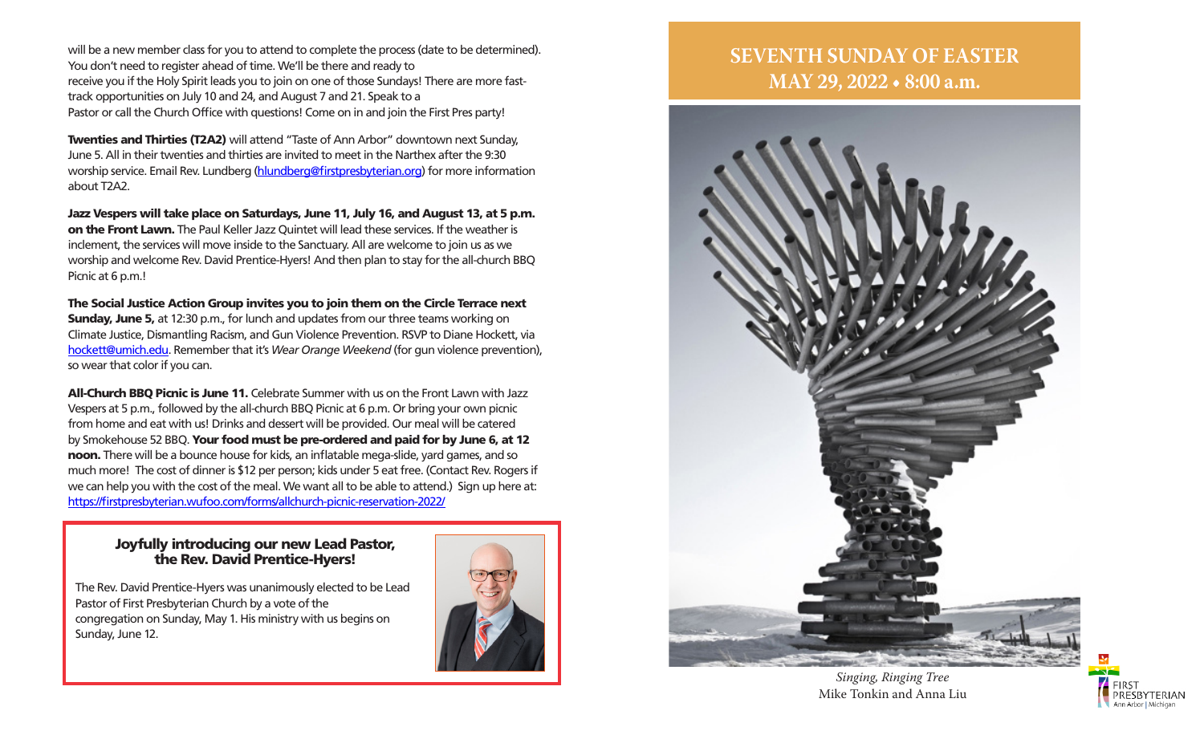will be a new member class for you to attend to complete the process (date to be determined). You don't need to register ahead of time. We'll be there and ready to receive you if the Holy Spirit leads you to join on one of those Sundays! There are more fast-track opportunities on July 10 and 24, and August 7 and 21. Speak to a Pastor or call the Church Office with questions! Come on in and join the First Pres party!

**Twenties and Thirties (T2A2)** will attend "Taste of Ann Arbor" downtown next Sunday, June 5. All in their twenties and thirties are invited to meet in the Narthex after the 9:30 worship service. Email Rev. Lundberg (hlundberg@firstpresbyterian.org) for more information about T2A2.

**Jazz Vespers will take place on Saturdays, June 11, July 16, and August 13, at 5 p.m. on the Front Lawn.** The Paul Keller Jazz Quintet will lead these services. If the weather is inclement, the services will move inside to the Sanctuary. All are welcome to join us as we worship and welcome Rev. David Prentice-Hyers! And then plan to stay for the all-church BBQ Picnic at 6 p.m.!

**The Social Justice Action Group invites you to join them on the Circle Terrace next Sunday, June 5,** at 12:30 p.m., for lunch and updates from our three teams working on Climate Justice, Dismantling Racism, and Gun Violence Prevention. RSVP to Diane Hockett, via hockett@umich.edu. Remember that it's *Wear Orange Weekend* (for gun violence prevention), so wear that color if you can.

**All-Church BBQ Picnic is June 11.** Celebrate Summer with us on the Front Lawn with Jazz Vespers at 5 p.m., followed by the all-church BBQ Picnic at 6 p.m. Or bring your own picnic from home and eat with us! Drinks and dessert will be provided. Our meal will be catered by Smokehouse 52 BBQ. **Your food must be pre-ordered and paid for by June 6, at 12 noon.** There will be a bounce house for kids, an inflatable mega-slide, yard games, and so much more! The cost of dinner is $12 per person; kids under 5 eat free. (Contact Rev. Rogers if we can help you with the cost of the meal. We want all to be able to attend.) Sign up here at: https://firstpresbyterian.wufoo.com/forms/allchurch-picnic-reservation-2022/

**Joyfully introducing our new Lead Pastor, the Rev. David Prentice-Hyers!**

The Rev. David Prentice-Hyers was unanimously elected to be Lead Pastor of First Presbyterian Church by a vote of the congregation on Sunday, May 1. His ministry with us begins on Sunday, June 12.

# SEVENTH SUNDAY OF EASTER
# MAY 29, 2022 • 8:00 a.m.

*Singing, Ringing Tree*
Mike Tonkin and Anna Liu

FIRST PRESBYTERIAN
Ann Arbor | Michigan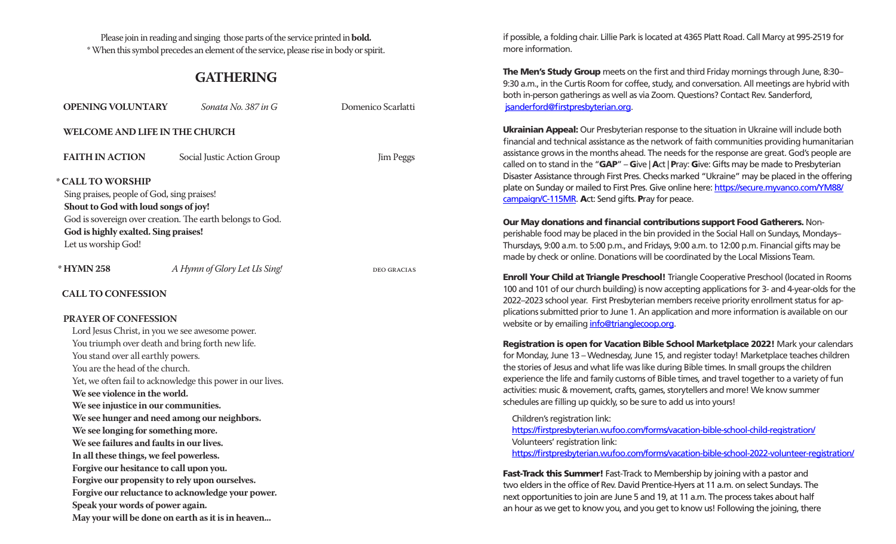Please join in reading and singing those parts of the service printed in **bold.**
* When this symbol precedes an element of the service, please rise in body or spirit.

## GATHERING

**OPENING VOLUNTARY** *Sonata No. 387 in G* Domenico Scarlatti

**WELCOME AND LIFE IN THE CHURCH**

**FAITH IN ACTION** Social Justic Action Group Jim Peggs

**\* CALL TO WORSHIP**

Sing praises, people of God, sing praises!
**Shout to God with loud songs of joy!**
God is sovereign over creation. The earth belongs to God.
**God is highly exalted. Sing praises!**
Let us worship God!

**\* HYMN 258** *A Hymn of Glory Let Us Sing!* DEO GRACIAS

**CALL TO CONFESSION**

**PRAYER OF CONFESSION**

Lord Jesus Christ, in you we see awesome power.
You triumph over death and bring forth new life.
You stand over all earthly powers.
You are the head of the church.
Yet, we often fail to acknowledge this power in our lives.
**We see violence in the world.**
**We see injustice in our communities.**
**We see hunger and need among our neighbors.**
**We see longing for something more.**
**We see failures and faults in our lives.**
**In all these things, we feel powerless.**
**Forgive our hesitance to call upon you.**
**Forgive our propensity to rely upon ourselves.**
**Forgive our reluctance to acknowledge your power.**
**Speak your words of power again.**
**May your will be done on earth as it is in heaven...**

if possible, a folding chair. Lillie Park is located at 4365 Platt Road. Call Marcy at 995-2519 for more information.

**The Men's Study Group** meets on the first and third Friday mornings through June, 8:30–9:30 a.m., in the Curtis Room for coffee, study, and conversation. All meetings are hybrid with both in-person gatherings as well as via Zoom. Questions? Contact Rev. Sanderford, jsanderford@firstpresbyterian.org.

**Ukrainian Appeal:** Our Presbyterian response to the situation in Ukraine will include both financial and technical assistance as the network of faith communities providing humanitarian assistance grows in the months ahead. The needs for the response are great. God's people are called on to stand in the "**GAP**" – **G**ive | **A**ct | **P**ray: **G**ive: Gifts may be made to Presbyterian Disaster Assistance through First Pres. Checks marked "Ukraine" may be placed in the offering plate on Sunday or mailed to First Pres. Give online here: https://secure.myvanco.com/YM88/campaign/C-115MR. **A**ct: Send gifts. **P**ray for peace.

**Our May donations and financial contributions support Food Gatherers.** Non-perishable food may be placed in the bin provided in the Social Hall on Sundays, Mondays–Thursdays, 9:00 a.m. to 5:00 p.m., and Fridays, 9:00 a.m. to 12:00 p.m. Financial gifts may be made by check or online. Donations will be coordinated by the Local Missions Team.

**Enroll Your Child at Triangle Preschool!** Triangle Cooperative Preschool (located in Rooms 100 and 101 of our church building) is now accepting applications for 3- and 4-year-olds for the 2022–2023 school year. First Presbyterian members receive priority enrollment status for applications submitted prior to June 1. An application and more information is available on our website or by emailing info@trianglecoop.org.

**Registration is open for Vacation Bible School Marketplace 2022!** Mark your calendars for Monday, June 13 – Wednesday, June 15, and register today! Marketplace teaches children the stories of Jesus and what life was like during Bible times. In small groups the children experience the life and family customs of Bible times, and travel together to a variety of fun activities: music & movement, crafts, games, storytellers and more! We know summer schedules are filling up quickly, so be sure to add us into yours!

Children's registration link:
https://firstpresbyterian.wufoo.com/forms/vacation-bible-school-child-registration/
Volunteers' registration link:
https://firstpresbyterian.wufoo.com/forms/vacation-bible-school-2022-volunteer-registration/

**Fast-Track this Summer!** Fast-Track to Membership by joining with a pastor and two elders in the office of Rev. David Prentice-Hyers at 11 a.m. on select Sundays. The next opportunities to join are June 5 and 19, at 11 a.m. The process takes about half an hour as we get to know you, and you get to know us! Following the joining, there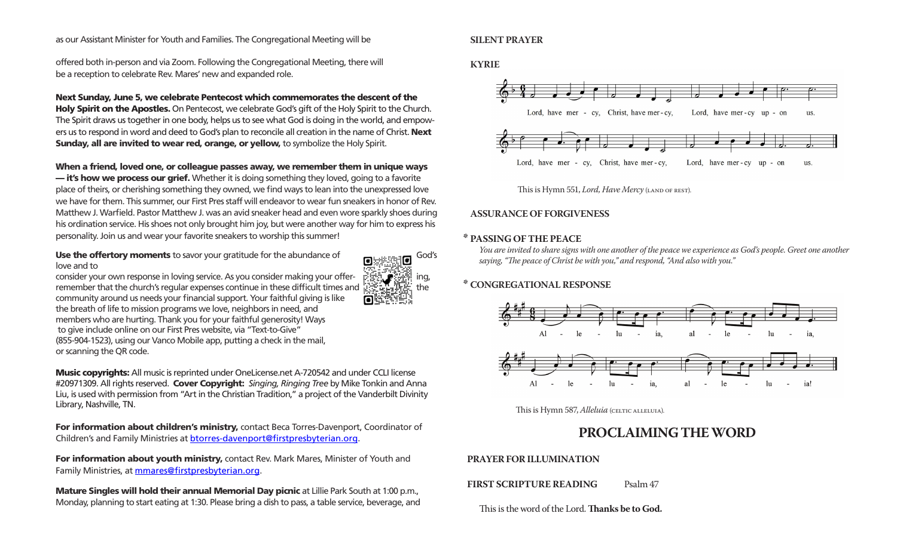as our Assistant Minister for Youth and Families. The Congregational Meeting will be

offered both in-person and via Zoom. Following the Congregational Meeting, there will be a reception to celebrate Rev. Mares' new and expanded role.

**Next Sunday, June 5, we celebrate Pentecost which commemorates the descent of the Holy Spirit on the Apostles.** On Pentecost, we celebrate God's gift of the Holy Spirit to the Church. The Spirit draws us together in one body, helps us to see what God is doing in the world, and empowers us to respond in word and deed to God's plan to reconcile all creation in the name of Christ. **Next Sunday, all are invited to wear red, orange, or yellow,** to symbolize the Holy Spirit.

**When a friend, loved one, or colleague passes away, we remember them in unique ways — it's how we process our grief.** Whether it is doing something they loved, going to a favorite place of theirs, or cherishing something they owned, we find ways to lean into the unexpressed love we have for them. This summer, our First Pres staff will endeavor to wear fun sneakers in honor of Rev. Matthew J. Warfield. Pastor Matthew J. was an avid sneaker head and even wore sparkly shoes during his ordination service. His shoes not only brought him joy, but were another way for him to express his personality. Join us and wear your favorite sneakers to worship this summer!

**Use the offertory moments** to savor your gratitude for the abundance of God's love and to consider your own response in loving service. As you consider making your offering, remember that the church's regular expenses continue in these difficult times and the community around us needs your financial support. Your faithful giving is like the breath of life to mission programs we love, neighbors in need, and members who are hurting. Thank you for your faithful generosity! Ways to give include online on our First Pres website, via "Text-to-Give" (855-904-1523), using our Vanco Mobile app, putting a check in the mail, or scanning the QR code.

**Music copyrights:** All music is reprinted under OneLicense.net A-720542 and under CCLI license #20971309. All rights reserved. **Cover Copyright:** *Singing, Ringing Tree* by Mike Tonkin and Anna Liu, is used with permission from "Art in the Christian Tradition," a project of the Vanderbilt Divinity Library, Nashville, TN.

**For information about children's ministry,** contact Beca Torres-Davenport, Coordinator of Children's and Family Ministries at btorres-davenport@firstpresbyterian.org.

**For information about youth ministry,** contact Rev. Mark Mares, Minister of Youth and Family Ministries, at mmares@firstpresbyterian.org.

**Mature Singles will hold their annual Memorial Day picnic** at Lillie Park South at 1:00 p.m., Monday, planning to start eating at 1:30. Please bring a dish to pass, a table service, beverage, and

**SILENT PRAYER**

**KYRIE**

Lord, have mercy, Christ, have mercy, Lord, have mercy upon us.

Lord, have mercy, Christ, have mercy, Lord, have mercy upon us.

This is Hymn 551, *Lord, Have Mercy* (LAND OF REST).

**ASSURANCE OF FORGIVENESS**

**\* PASSING OF THE PEACE**

*You are invited to share signs with one another of the peace we experience as God's people. Greet one another saying, "The peace of Christ be with you," and respond, "And also with you."*

**\* CONGREGATIONAL RESPONSE**

Alleluia, alleluia, alleluia,

Alleluia, alleluia, alleluia!

This is Hymn 587, *Alleluia* (CELTIC ALLELUIA).

## PROCLAIMING THE WORD

**PRAYER FOR ILLUMINATION**

**FIRST SCRIPTURE READING** Psalm 47

This is the word of the Lord. **Thanks be to God.**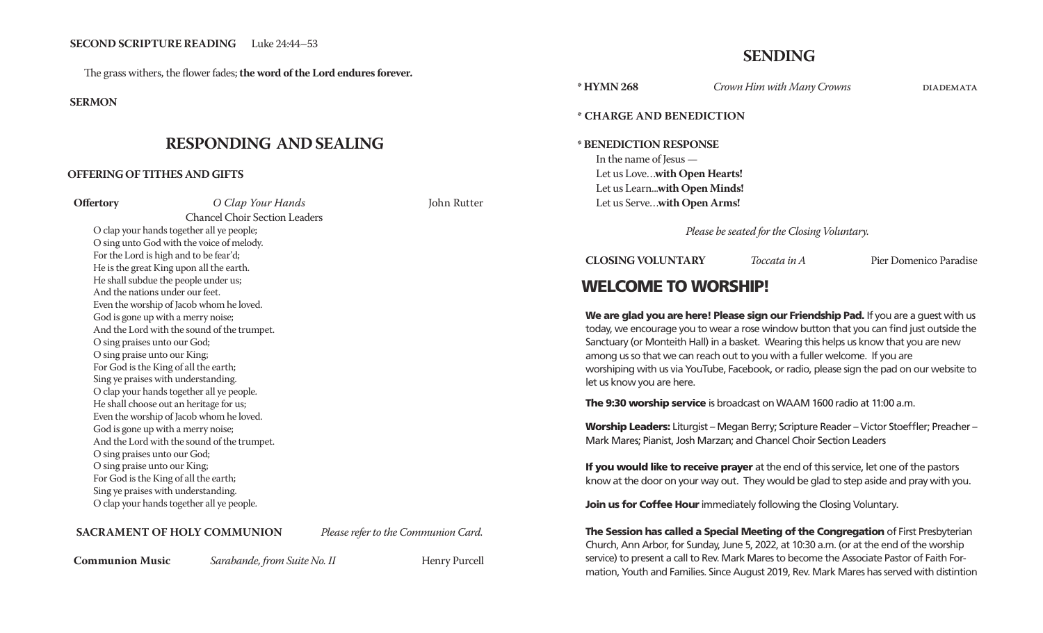**SECOND SCRIPTURE READING** Luke 24:44–53

The grass withers, the flower fades; **the word of the Lord endures forever.**

**SERMON**

## RESPONDING AND SEALING

**OFFERING OF TITHES AND GIFTS**

**Offertory** *O Clap Your Hands* John Rutter
Chancel Choir Section Leaders

O clap your hands together all ye people;
O sing unto God with the voice of melody.
For the Lord is high and to be fear'd;
He is the great King upon all the earth.
He shall subdue the people under us;
And the nations under our feet.
Even the worship of Jacob whom he loved.
God is gone up with a merry noise;
And the Lord with the sound of the trumpet.
O sing praises unto our God;
O sing praise unto our King;
For God is the King of all the earth;
Sing ye praises with understanding.
O clap your hands together all ye people.
He shall choose out an heritage for us;
Even the worship of Jacob whom he loved.
God is gone up with a merry noise;
And the Lord with the sound of the trumpet.
O sing praises unto our God;
O sing praise unto our King;
For God is the King of all the earth;
Sing ye praises with understanding.
O clap your hands together all ye people.

**SACRAMENT OF HOLY COMMUNION** *Please refer to the Communion Card.*

**Communion Music** *Sarabande, from Suite No. II* Henry Purcell

## SENDING

**\* HYMN 268** *Crown Him with Many Crowns* DIADEMATA

**\* CHARGE AND BENEDICTION**

**\* BENEDICTION RESPONSE**

In the name of Jesus —
Let us Love…**with Open Hearts!**
Let us Learn...**with Open Minds!**
Let us Serve…**with Open Arms!**

*Please be seated for the Closing Voluntary.*

**CLOSING VOLUNTARY** *Toccata in A* Pier Domenico Paradise

## WELCOME TO WORSHIP!

**We are glad you are here! Please sign our Friendship Pad.** If you are a guest with us today, we encourage you to wear a rose window button that you can find just outside the Sanctuary (or Monteith Hall) in a basket. Wearing this helps us know that you are new among us so that we can reach out to you with a fuller welcome. If you are worshiping with us via YouTube, Facebook, or radio, please sign the pad on our website to let us know you are here.

**The 9:30 worship service** is broadcast on WAAM 1600 radio at 11:00 a.m.

**Worship Leaders:** Liturgist – Megan Berry; Scripture Reader – Victor Stoeffler; Preacher – Mark Mares; Pianist, Josh Marzan; and Chancel Choir Section Leaders

**If you would like to receive prayer** at the end of this service, let one of the pastors know at the door on your way out. They would be glad to step aside and pray with you.

**Join us for Coffee Hour** immediately following the Closing Voluntary.

**The Session has called a Special Meeting of the Congregation** of First Presbyterian Church, Ann Arbor, for Sunday, June 5, 2022, at 10:30 a.m. (or at the end of the worship service) to present a call to Rev. Mark Mares to become the Associate Pastor of Faith Formation, Youth and Families. Since August 2019, Rev. Mark Mares has served with distintion